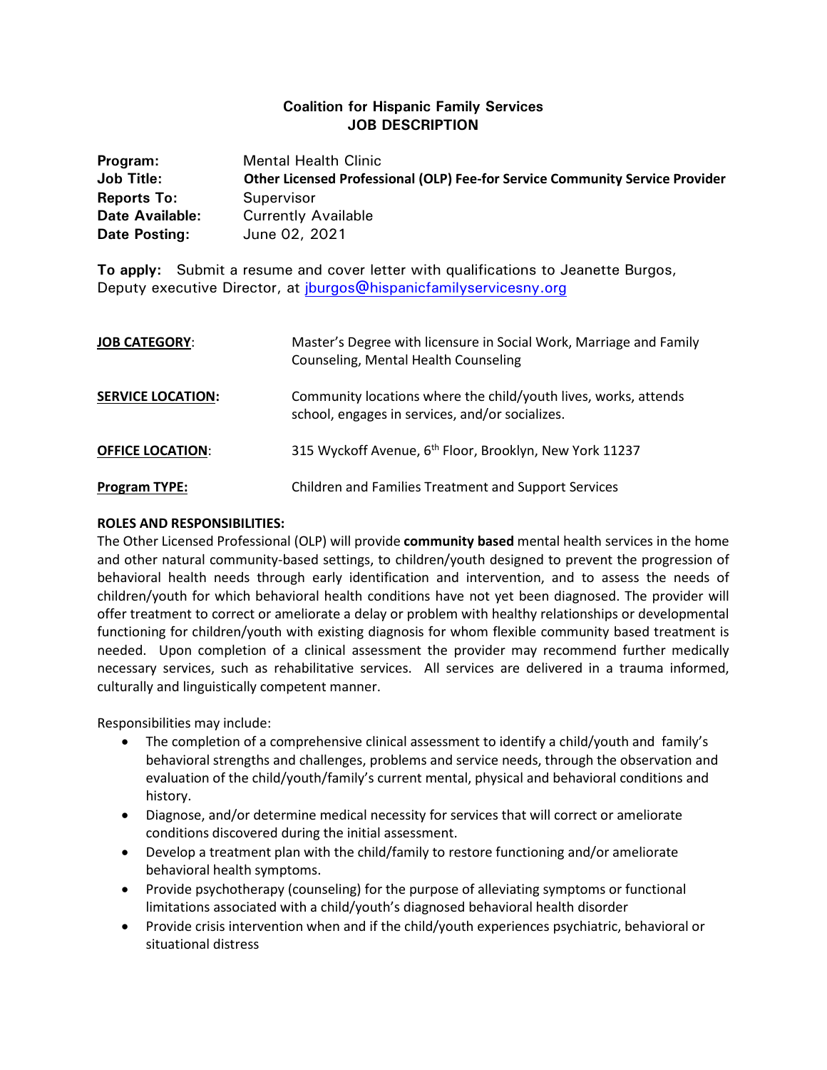## Coalition for Hispanic Family Services
## JOB DESCRIPTION

**Program:** Mental Health Clinic
**Job Title:** **Other Licensed Professional (OLP) Fee-for Service Community Service Provider**
**Reports To:** Supervisor
**Date Available:** Currently Available
**Date Posting:** June 02, 2021

**To apply:** Submit a resume and cover letter with qualifications to Jeanette Burgos, Deputy executive Director, at jburgos@hispanicfamilyservicesny.org

**JOB CATEGORY:** Master's Degree with licensure in Social Work, Marriage and Family Counseling, Mental Health Counseling

**SERVICE LOCATION:** Community locations where the child/youth lives, works, attends school, engages in services, and/or socializes.

**OFFICE LOCATION:** 315 Wyckoff Avenue, 6th Floor, Brooklyn, New York 11237

**Program TYPE:** Children and Families Treatment and Support Services

**ROLES AND RESPONSIBILITIES:**

The Other Licensed Professional (OLP) will provide **community based** mental health services in the home and other natural community-based settings, to children/youth designed to prevent the progression of behavioral health needs through early identification and intervention, and to assess the needs of children/youth for which behavioral health conditions have not yet been diagnosed. The provider will offer treatment to correct or ameliorate a delay or problem with healthy relationships or developmental functioning for children/youth with existing diagnosis for whom flexible community based treatment is needed. Upon completion of a clinical assessment the provider may recommend further medically necessary services, such as rehabilitative services. All services are delivered in a trauma informed, culturally and linguistically competent manner.

Responsibilities may include:

- The completion of a comprehensive clinical assessment to identify a child/youth and family's behavioral strengths and challenges, problems and service needs, through the observation and evaluation of the child/youth/family's current mental, physical and behavioral conditions and history.
- Diagnose, and/or determine medical necessity for services that will correct or ameliorate conditions discovered during the initial assessment.
- Develop a treatment plan with the child/family to restore functioning and/or ameliorate behavioral health symptoms.
- Provide psychotherapy (counseling) for the purpose of alleviating symptoms or functional limitations associated with a child/youth's diagnosed behavioral health disorder
- Provide crisis intervention when and if the child/youth experiences psychiatric, behavioral or situational distress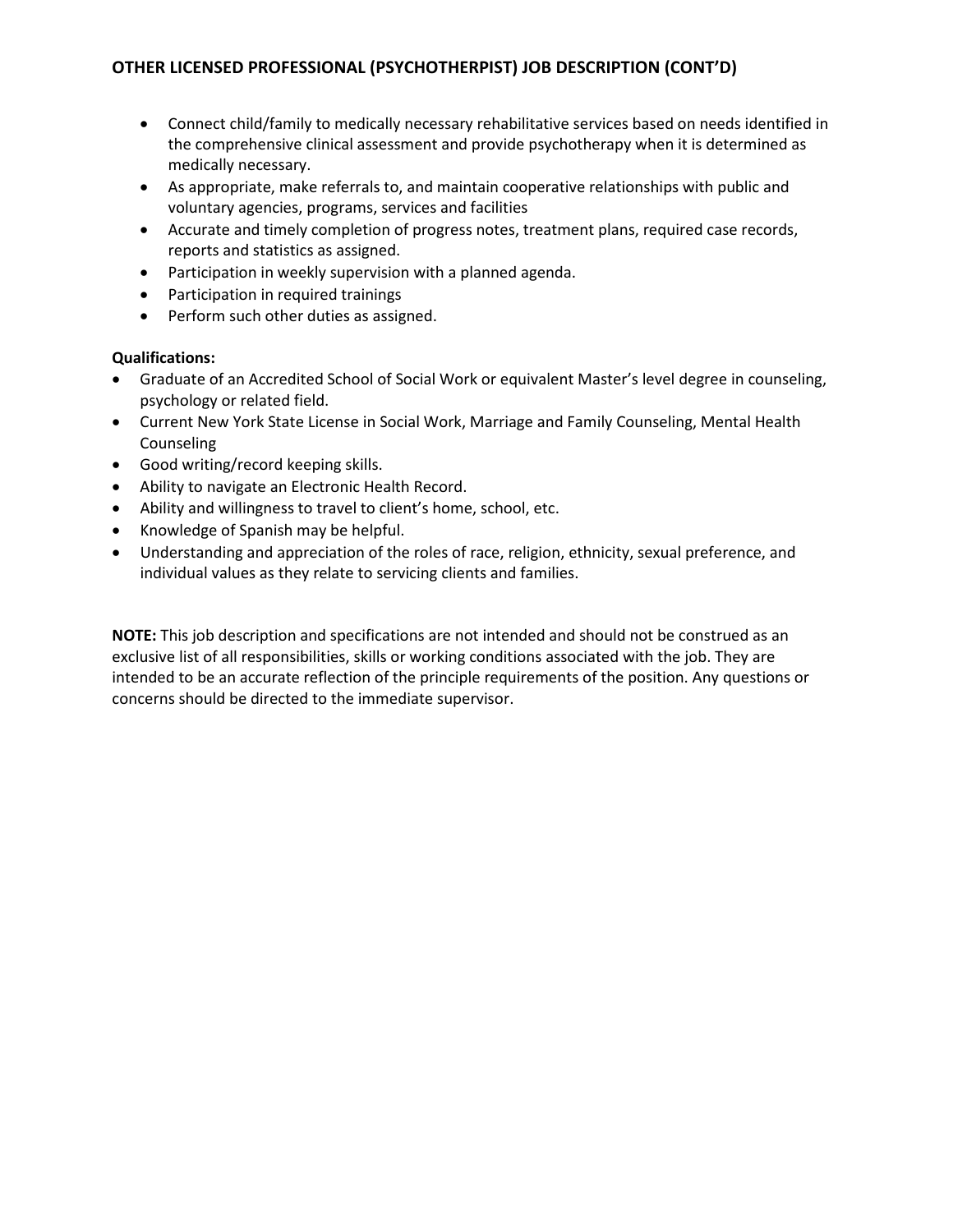## OTHER LICENSED PROFESSIONAL (PSYCHOTHERPIST) JOB DESCRIPTION (CONT'D)

- Connect child/family to medically necessary rehabilitative services based on needs identified in the comprehensive clinical assessment and provide psychotherapy when it is determined as medically necessary.
- As appropriate, make referrals to, and maintain cooperative relationships with public and voluntary agencies, programs, services and facilities
- Accurate and timely completion of progress notes, treatment plans, required case records, reports and statistics as assigned.
- Participation in weekly supervision with a planned agenda.
- Participation in required trainings
- Perform such other duties as assigned.

**Qualifications:**

- Graduate of an Accredited School of Social Work or equivalent Master's level degree in counseling, psychology or related field.
- Current New York State License in Social Work, Marriage and Family Counseling, Mental Health Counseling
- Good writing/record keeping skills.
- Ability to navigate an Electronic Health Record.
- Ability and willingness to travel to client's home, school, etc.
- Knowledge of Spanish may be helpful.
- Understanding and appreciation of the roles of race, religion, ethnicity, sexual preference, and individual values as they relate to servicing clients and families.

**NOTE:** This job description and specifications are not intended and should not be construed as an exclusive list of all responsibilities, skills or working conditions associated with the job. They are intended to be an accurate reflection of the principle requirements of the position. Any questions or concerns should be directed to the immediate supervisor.